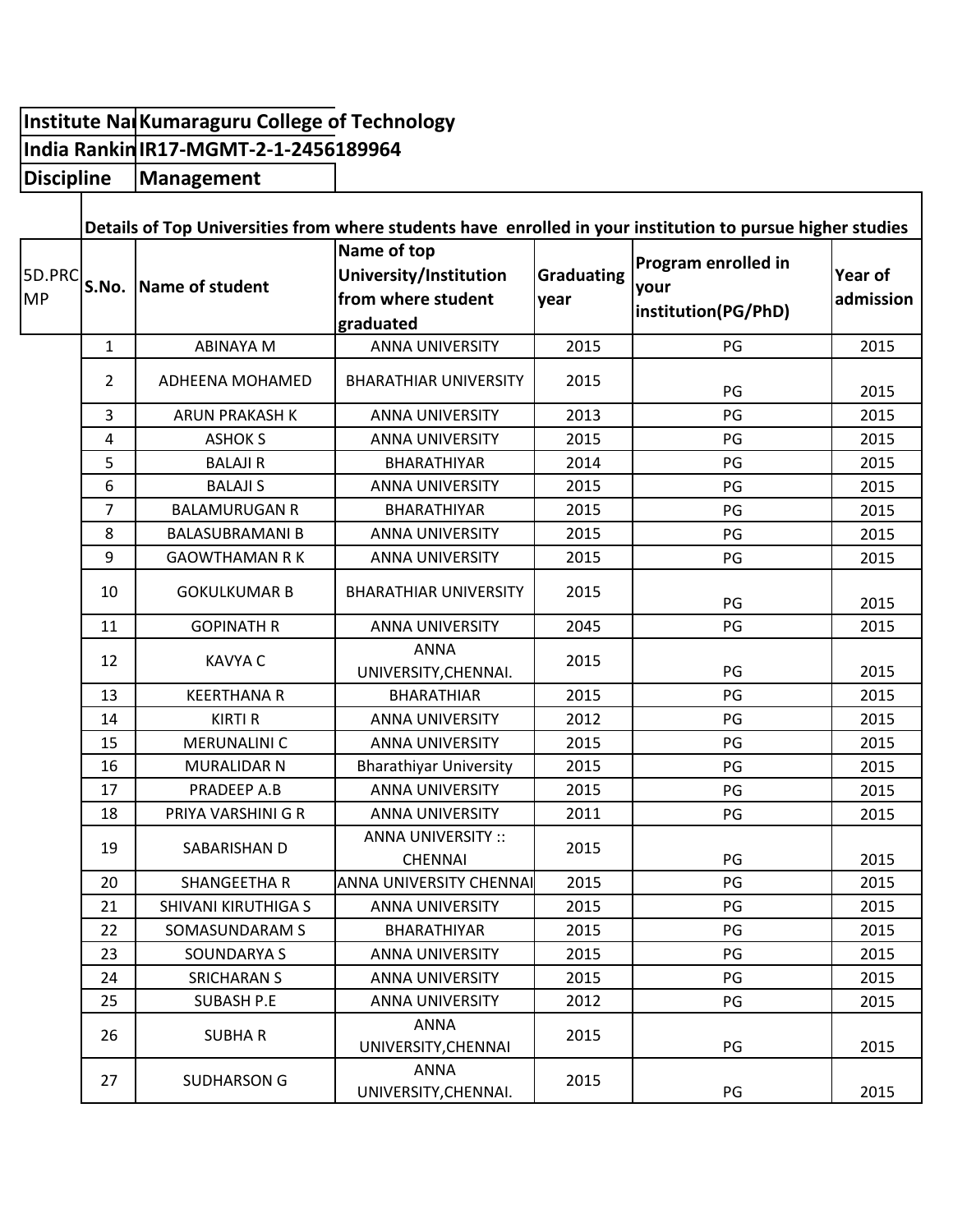| Institute Na | Kumaraguru College of Technology |
|---|---|
| India Rankin | IR17-MGMT-2-1-2456189964 |
| Discipline | Management |

**Details of Top Universities from where students have enrolled in your institution to pursue higher studies**

| 5D.PRCMP | S.No. | Name of student | Name of top University/Institution from where student graduated | Graduating year | Program enrolled in your institution(PG/PhD) | Year of admission |
|---|---|---|---|---|---|---|
| | 1 | ABINAYA M | ANNA UNIVERSITY | 2015 | PG | 2015 |
| | 2 | ADHEENA MOHAMED | BHARATHIAR UNIVERSITY | 2015 | PG | 2015 |
| | 3 | ARUN PRAKASH K | ANNA UNIVERSITY | 2013 | PG | 2015 |
| | 4 | ASHOK S | ANNA UNIVERSITY | 2015 | PG | 2015 |
| | 5 | BALAJI R | BHARATHIYAR | 2014 | PG | 2015 |
| | 6 | BALAJI S | ANNA UNIVERSITY | 2015 | PG | 2015 |
| | 7 | BALAMURUGAN R | BHARATHIYAR | 2015 | PG | 2015 |
| | 8 | BALASUBRAMANI B | ANNA UNIVERSITY | 2015 | PG | 2015 |
| | 9 | GAOWTHAMAN R K | ANNA UNIVERSITY | 2015 | PG | 2015 |
| | 10 | GOKULKUMAR B | BHARATHIAR UNIVERSITY | 2015 | PG | 2015 |
| | 11 | GOPINATH R | ANNA UNIVERSITY | 2045 | PG | 2015 |
| | 12 | KAVYA C | ANNA UNIVERSITY,CHENNAI. | 2015 | PG | 2015 |
| | 13 | KEERTHANA R | BHARATHIAR | 2015 | PG | 2015 |
| | 14 | KIRTI R | ANNA UNIVERSITY | 2012 | PG | 2015 |
| | 15 | MERUNALINI C | ANNA UNIVERSITY | 2015 | PG | 2015 |
| | 16 | MURALIDAR N | Bharathiyar University | 2015 | PG | 2015 |
| | 17 | PRADEEP A.B | ANNA UNIVERSITY | 2015 | PG | 2015 |
| | 18 | PRIYA VARSHINI G R | ANNA UNIVERSITY | 2011 | PG | 2015 |
| | 19 | SABARISHAN D | ANNA UNIVERSITY :: CHENNAI | 2015 | PG | 2015 |
| | 20 | SHANGEETHA R | ANNA UNIVERSITY CHENNAI | 2015 | PG | 2015 |
| | 21 | SHIVANI KIRUTHIGA S | ANNA UNIVERSITY | 2015 | PG | 2015 |
| | 22 | SOMASUNDARAM S | BHARATHIYAR | 2015 | PG | 2015 |
| | 23 | SOUNDARYA S | ANNA UNIVERSITY | 2015 | PG | 2015 |
| | 24 | SRICHARAN S | ANNA UNIVERSITY | 2015 | PG | 2015 |
| | 25 | SUBASH P.E | ANNA UNIVERSITY | 2012 | PG | 2015 |
| | 26 | SUBHA R | ANNA UNIVERSITY,CHENNAI | 2015 | PG | 2015 |
| | 27 | SUDHARSON G | ANNA UNIVERSITY,CHENNAI. | 2015 | PG | 2015 |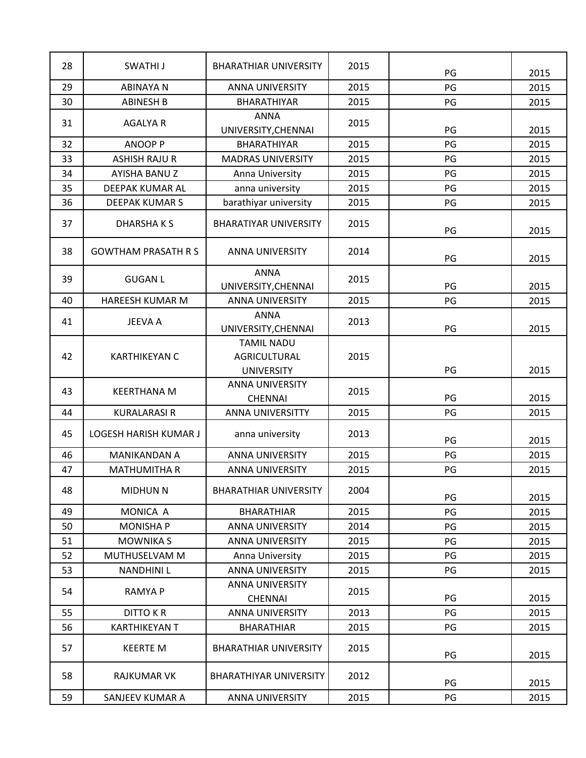| | | | | | |
|---|---|---|---|---|---|
| 28 | SWATHI J | BHARATHIAR UNIVERSITY | 2015 | PG | 2015 |
| 29 | ABINAYA N | ANNA UNIVERSITY | 2015 | PG | 2015 |
| 30 | ABINESH B | BHARATHIYAR | 2015 | PG | 2015 |
| 31 | AGALYA R | ANNA UNIVERSITY,CHENNAI | 2015 | PG | 2015 |
| 32 | ANOOP P | BHARATHIYAR | 2015 | PG | 2015 |
| 33 | ASHISH RAJU R | MADRAS UNIVERSITY | 2015 | PG | 2015 |
| 34 | AYISHA BANU Z | Anna University | 2015 | PG | 2015 |
| 35 | DEEPAK KUMAR AL | anna university | 2015 | PG | 2015 |
| 36 | DEEPAK KUMAR S | barathiyar university | 2015 | PG | 2015 |
| 37 | DHARSHA K S | BHARATIYAR UNIVERSITY | 2015 | PG | 2015 |
| 38 | GOWTHAM PRASATH R S | ANNA UNIVERSITY | 2014 | PG | 2015 |
| 39 | GUGAN L | ANNA UNIVERSITY,CHENNAI | 2015 | PG | 2015 |
| 40 | HAREESH KUMAR M | ANNA UNIVERSITY | 2015 | PG | 2015 |
| 41 | JEEVA A | ANNA UNIVERSITY,CHENNAI | 2013 | PG | 2015 |
| 42 | KARTHIKEYAN C | TAMIL NADU AGRICULTURAL UNIVERSITY | 2015 | PG | 2015 |
| 43 | KEERTHANA M | ANNA UNIVERSITY CHENNAI | 2015 | PG | 2015 |
| 44 | KURALARASI R | ANNA UNIVERSITTY | 2015 | PG | 2015 |
| 45 | LOGESH HARISH KUMAR J | anna university | 2013 | PG | 2015 |
| 46 | MANIKANDAN A | ANNA UNIVERSITY | 2015 | PG | 2015 |
| 47 | MATHUMITHA R | ANNA UNIVERSITY | 2015 | PG | 2015 |
| 48 | MIDHUN N | BHARATHIAR UNIVERSITY | 2004 | PG | 2015 |
| 49 | MONICA A | BHARATHIAR | 2015 | PG | 2015 |
| 50 | MONISHA P | ANNA UNIVERSITY | 2014 | PG | 2015 |
| 51 | MOWNIKA S | ANNA UNIVERSITY | 2015 | PG | 2015 |
| 52 | MUTHUSELVAM M | Anna University | 2015 | PG | 2015 |
| 53 | NANDHINI L | ANNA UNIVERSITY | 2015 | PG | 2015 |
| 54 | RAMYA P | ANNA UNIVERSITY CHENNAI | 2015 | PG | 2015 |
| 55 | DITTO K R | ANNA UNIVERSITY | 2013 | PG | 2015 |
| 56 | KARTHIKEYAN T | BHARATHIAR | 2015 | PG | 2015 |
| 57 | KEERTE M | BHARATHIAR UNIVERSITY | 2015 | PG | 2015 |
| 58 | RAJKUMAR VK | BHARATHIYAR UNIVERSITY | 2012 | PG | 2015 |
| 59 | SANJEEV KUMAR A | ANNA UNIVERSITY | 2015 | PG | 2015 |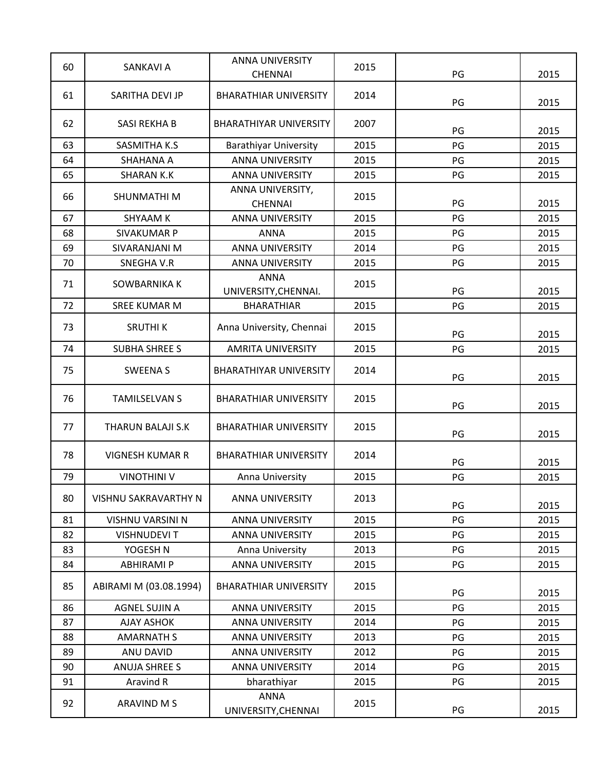| 60 | SANKAVI A | ANNA UNIVERSITY CHENNAI | 2015 | PG | 2015 |
|---|---|---|---|---|---|
| 61 | SARITHA DEVI JP | BHARATHIAR UNIVERSITY | 2014 | PG | 2015 |
| 62 | SASI REKHA B | BHARATHIYAR UNIVERSITY | 2007 | PG | 2015 |
| 63 | SASMITHA K.S | Barathiyar University | 2015 | PG | 2015 |
| 64 | SHAHANA A | ANNA UNIVERSITY | 2015 | PG | 2015 |
| 65 | SHARAN K.K | ANNA UNIVERSITY | 2015 | PG | 2015 |
| 66 | SHUNMATHI M | ANNA UNIVERSITY, CHENNAI | 2015 | PG | 2015 |
| 67 | SHYAAM K | ANNA UNIVERSITY | 2015 | PG | 2015 |
| 68 | SIVAKUMAR P | ANNA | 2015 | PG | 2015 |
| 69 | SIVARANJANI M | ANNA UNIVERSITY | 2014 | PG | 2015 |
| 70 | SNEGHA V.R | ANNA UNIVERSITY | 2015 | PG | 2015 |
| 71 | SOWBARNIKA K | ANNA UNIVERSITY,CHENNAI. | 2015 | PG | 2015 |
| 72 | SREE KUMAR M | BHARATHIAR | 2015 | PG | 2015 |
| 73 | SRUTHI K | Anna University, Chennai | 2015 | PG | 2015 |
| 74 | SUBHA SHREE S | AMRITA UNIVERSITY | 2015 | PG | 2015 |
| 75 | SWEENA S | BHARATHIYAR UNIVERSITY | 2014 | PG | 2015 |
| 76 | TAMILSELVAN S | BHARATHIAR UNIVERSITY | 2015 | PG | 2015 |
| 77 | THARUN BALAJI S.K | BHARATHIAR UNIVERSITY | 2015 | PG | 2015 |
| 78 | VIGNESH KUMAR R | BHARATHIAR UNIVERSITY | 2014 | PG | 2015 |
| 79 | VINOTHINI V | Anna University | 2015 | PG | 2015 |
| 80 | VISHNU SAKRAVARTHY N | ANNA UNIVERSITY | 2013 | PG | 2015 |
| 81 | VISHNU VARSINI N | ANNA UNIVERSITY | 2015 | PG | 2015 |
| 82 | VISHNUDEVI T | ANNA UNIVERSITY | 2015 | PG | 2015 |
| 83 | YOGESH N | Anna University | 2013 | PG | 2015 |
| 84 | ABHIRAMI P | ANNA UNIVERSITY | 2015 | PG | 2015 |
| 85 | ABIRAMI M (03.08.1994) | BHARATHIAR UNIVERSITY | 2015 | PG | 2015 |
| 86 | AGNEL SUJIN A | ANNA UNIVERSITY | 2015 | PG | 2015 |
| 87 | AJAY ASHOK | ANNA UNIVERSITY | 2014 | PG | 2015 |
| 88 | AMARNATH S | ANNA UNIVERSITY | 2013 | PG | 2015 |
| 89 | ANU DAVID | ANNA UNIVERSITY | 2012 | PG | 2015 |
| 90 | ANUJA SHREE S | ANNA UNIVERSITY | 2014 | PG | 2015 |
| 91 | Aravind R | bharathiyar | 2015 | PG | 2015 |
| 92 | ARAVIND M S | ANNA UNIVERSITY,CHENNAI | 2015 | PG | 2015 |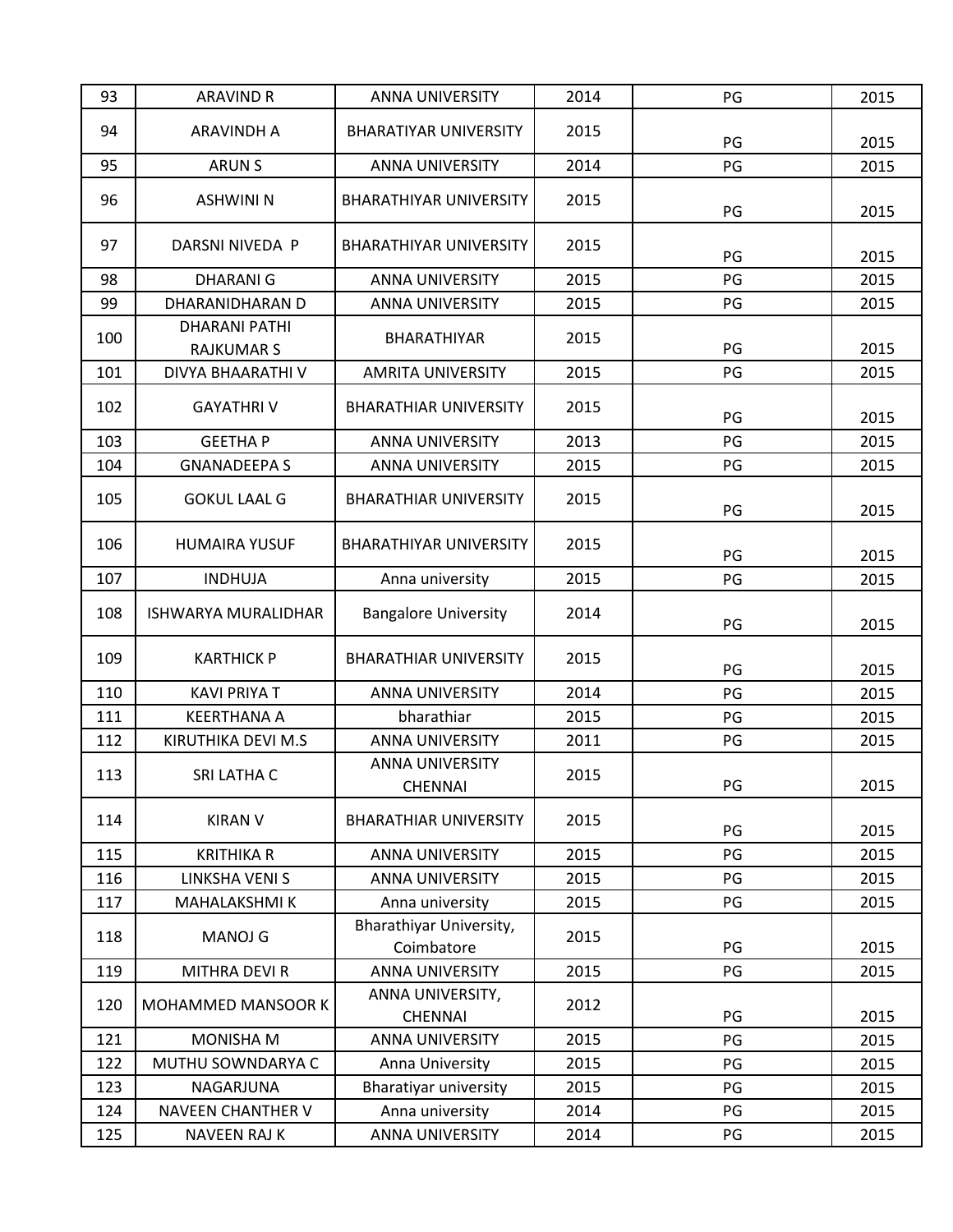| 93 | ARAVIND R | ANNA UNIVERSITY | 2014 | PG | 2015 |
|---|---|---|---|---|---|
| 94 | ARAVINDH A | BHARATIYAR UNIVERSITY | 2015 | PG | 2015 |
| 95 | ARUN S | ANNA UNIVERSITY | 2014 | PG | 2015 |
| 96 | ASHWINI N | BHARATHIYAR UNIVERSITY | 2015 | PG | 2015 |
| 97 | DARSNI NIVEDA P | BHARATHIYAR UNIVERSITY | 2015 | PG | 2015 |
| 98 | DHARANI G | ANNA UNIVERSITY | 2015 | PG | 2015 |
| 99 | DHARANIDHARAN D | ANNA UNIVERSITY | 2015 | PG | 2015 |
| 100 | DHARANI PATHI RAJKUMAR S | BHARATHIYAR | 2015 | PG | 2015 |
| 101 | DIVYA BHAARATHI V | AMRITA UNIVERSITY | 2015 | PG | 2015 |
| 102 | GAYATHRI V | BHARATHIAR UNIVERSITY | 2015 | PG | 2015 |
| 103 | GEETHA P | ANNA UNIVERSITY | 2013 | PG | 2015 |
| 104 | GNANADEEPA S | ANNA UNIVERSITY | 2015 | PG | 2015 |
| 105 | GOKUL LAAL G | BHARATHIAR UNIVERSITY | 2015 | PG | 2015 |
| 106 | HUMAIRA YUSUF | BHARATHIYAR UNIVERSITY | 2015 | PG | 2015 |
| 107 | INDHUJA | Anna university | 2015 | PG | 2015 |
| 108 | ISHWARYA MURALIDHAR | Bangalore University | 2014 | PG | 2015 |
| 109 | KARTHICK P | BHARATHIAR UNIVERSITY | 2015 | PG | 2015 |
| 110 | KAVI PRIYA T | ANNA UNIVERSITY | 2014 | PG | 2015 |
| 111 | KEERTHANA A | bharathiar | 2015 | PG | 2015 |
| 112 | KIRUTHIKA DEVI M.S | ANNA UNIVERSITY | 2011 | PG | 2015 |
| 113 | SRI LATHA C | ANNA UNIVERSITY CHENNAI | 2015 | PG | 2015 |
| 114 | KIRAN V | BHARATHIAR UNIVERSITY | 2015 | PG | 2015 |
| 115 | KRITHIKA R | ANNA UNIVERSITY | 2015 | PG | 2015 |
| 116 | LINKSHA VENI S | ANNA UNIVERSITY | 2015 | PG | 2015 |
| 117 | MAHALAKSHMI K | Anna university | 2015 | PG | 2015 |
| 118 | MANOJ G | Bharathiyar University, Coimbatore | 2015 | PG | 2015 |
| 119 | MITHRA DEVI R | ANNA UNIVERSITY | 2015 | PG | 2015 |
| 120 | MOHAMMED MANSOOR K | ANNA UNIVERSITY, CHENNAI | 2012 | PG | 2015 |
| 121 | MONISHA M | ANNA UNIVERSITY | 2015 | PG | 2015 |
| 122 | MUTHU SOWNDARYA C | Anna University | 2015 | PG | 2015 |
| 123 | NAGARJUNA | Bharatiyar university | 2015 | PG | 2015 |
| 124 | NAVEEN CHANTHER V | Anna university | 2014 | PG | 2015 |
| 125 | NAVEEN RAJ K | ANNA UNIVERSITY | 2014 | PG | 2015 |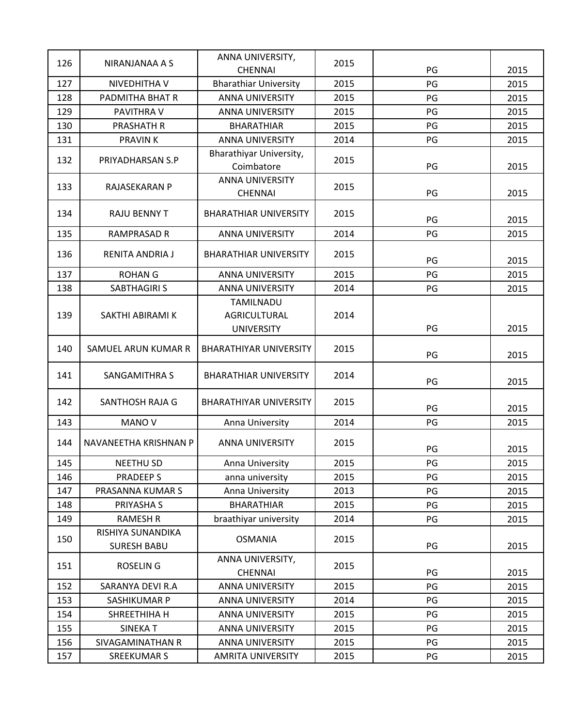| 126 | NIRANJANAA A S | ANNA UNIVERSITY, CHENNAI | 2015 | PG | 2015 |
|---|---|---|---|---|---|
| 127 | NIVEDHITHA V | Bharathiar University | 2015 | PG | 2015 |
| 128 | PADMITHA BHAT R | ANNA UNIVERSITY | 2015 | PG | 2015 |
| 129 | PAVITHRA V | ANNA UNIVERSITY | 2015 | PG | 2015 |
| 130 | PRASHATH R | BHARATHIAR | 2015 | PG | 2015 |
| 131 | PRAVIN K | ANNA UNIVERSITY | 2014 | PG | 2015 |
| 132 | PRIYADHARSAN S.P | Bharathiyar University, Coimbatore | 2015 | PG | 2015 |
| 133 | RAJASEKARAN P | ANNA UNIVERSITY CHENNAI | 2015 | PG | 2015 |
| 134 | RAJU BENNY T | BHARATHIAR UNIVERSITY | 2015 | PG | 2015 |
| 135 | RAMPRASAD R | ANNA UNIVERSITY | 2014 | PG | 2015 |
| 136 | RENITA ANDRIA J | BHARATHIAR UNIVERSITY | 2015 | PG | 2015 |
| 137 | ROHAN G | ANNA UNIVERSITY | 2015 | PG | 2015 |
| 138 | SABTHAGIRI S | ANNA UNIVERSITY | 2014 | PG | 2015 |
| 139 | SAKTHI ABIRAMI K | TAMILNADU AGRICULTURAL UNIVERSITY | 2014 | PG | 2015 |
| 140 | SAMUEL ARUN KUMAR R | BHARATHIYAR UNIVERSITY | 2015 | PG | 2015 |
| 141 | SANGAMITHRA S | BHARATHIAR UNIVERSITY | 2014 | PG | 2015 |
| 142 | SANTHOSH RAJA G | BHARATHIYAR UNIVERSITY | 2015 | PG | 2015 |
| 143 | MANO V | Anna University | 2014 | PG | 2015 |
| 144 | NAVANEETHA KRISHNAN P | ANNA UNIVERSITY | 2015 | PG | 2015 |
| 145 | NEETHU SD | Anna University | 2015 | PG | 2015 |
| 146 | PRADEEP S | anna university | 2015 | PG | 2015 |
| 147 | PRASANNA KUMAR S | Anna University | 2013 | PG | 2015 |
| 148 | PRIYASHA S | BHARATHIAR | 2015 | PG | 2015 |
| 149 | RAMESH R | braathiyar university | 2014 | PG | 2015 |
| 150 | RISHIYA SUNANDIKA SURESH BABU | OSMANIA | 2015 | PG | 2015 |
| 151 | ROSELIN G | ANNA UNIVERSITY, CHENNAI | 2015 | PG | 2015 |
| 152 | SARANYA DEVI R.A | ANNA UNIVERSITY | 2015 | PG | 2015 |
| 153 | SASHIKUMAR P | ANNA UNIVERSITY | 2014 | PG | 2015 |
| 154 | SHREETHIHA H | ANNA UNIVERSITY | 2015 | PG | 2015 |
| 155 | SINEKA T | ANNA UNIVERSITY | 2015 | PG | 2015 |
| 156 | SIVAGAMINATHAN R | ANNA UNIVERSITY | 2015 | PG | 2015 |
| 157 | SREEKUMAR S | AMRITA UNIVERSITY | 2015 | PG | 2015 |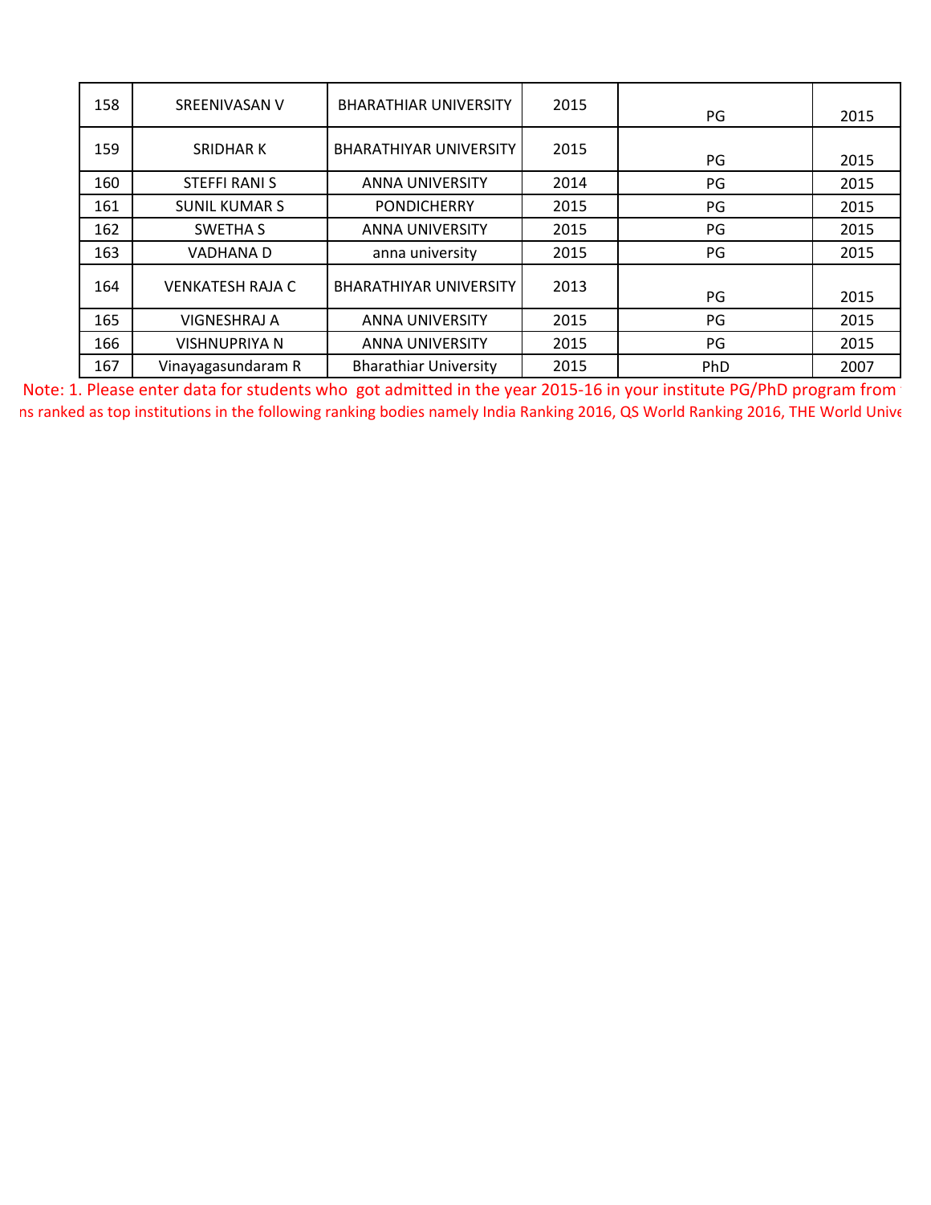| | | | | | |
|---|---|---|---|---|---|
| 158 | SREENIVASAN V | BHARATHIAR UNIVERSITY | 2015 | PG | 2015 |
| 159 | SRIDHAR K | BHARATHIYAR UNIVERSITY | 2015 | PG | 2015 |
| 160 | STEFFI RANI S | ANNA UNIVERSITY | 2014 | PG | 2015 |
| 161 | SUNIL KUMAR S | PONDICHERRY | 2015 | PG | 2015 |
| 162 | SWETHA S | ANNA UNIVERSITY | 2015 | PG | 2015 |
| 163 | VADHANA D | anna university | 2015 | PG | 2015 |
| 164 | VENKATESH RAJA C | BHARATHIYAR UNIVERSITY | 2013 | PG | 2015 |
| 165 | VIGNESHRAJ A | ANNA UNIVERSITY | 2015 | PG | 2015 |
| 166 | VISHNUPRIYA N | ANNA UNIVERSITY | 2015 | PG | 2015 |
| 167 | Vinayagasundaram R | Bharathiar University | 2015 | PhD | 2007 |

Note: 1. Please enter data for students who got admitted in the year 2015-16 in your institute PG/PhD program from

ns ranked as top institutions in the following ranking bodies namely India Ranking 2016, QS World Ranking 2016, THE World Unive